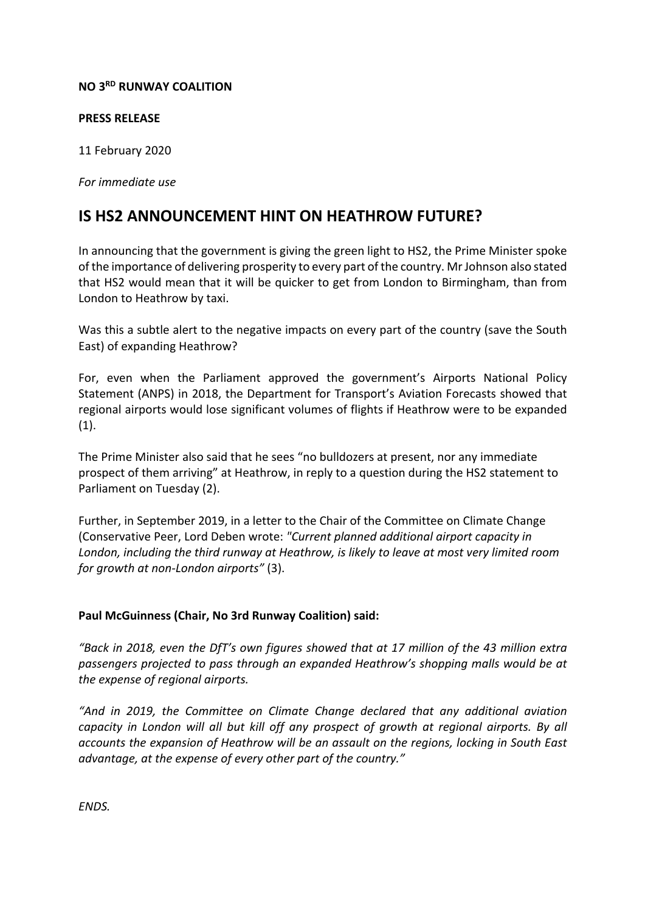**NO 3[RD] RUNWAY COALITION**

**PRESS RELEASE**

11 February 2020

*For immediate use*

# IS HS2 ANNOUNCEMENT HINT ON HEATHROW FUTURE?

In announcing that the government is giving the green light to HS2, the Prime Minister spoke of the importance of delivering prosperity to every part of the country. Mr Johnson also stated that HS2 would mean that it will be quicker to get from London to Birmingham, than from London to Heathrow by taxi.

Was this a subtle alert to the negative impacts on every part of the country (save the South East) of expanding Heathrow?

For, even when the Parliament approved the government's Airports National Policy Statement (ANPS) in 2018, the Department for Transport's Aviation Forecasts showed that regional airports would lose significant volumes of flights if Heathrow were to be expanded (1).

The Prime Minister also said that he sees "no bulldozers at present, nor any immediate prospect of them arriving" at Heathrow, in reply to a question during the HS2 statement to Parliament on Tuesday (2).

Further, in September 2019, in a letter to the Chair of the Committee on Climate Change (Conservative Peer, Lord Deben wrote: *"Current planned additional airport capacity in London, including the third runway at Heathrow, is likely to leave at most very limited room for growth at non-London airports"* (3).

**Paul McGuinness (Chair, No 3rd Runway Coalition) said:**

*"Back in 2018, even the DfT's own figures showed that at 17 million of the 43 million extra passengers projected to pass through an expanded Heathrow's shopping malls would be at the expense of regional airports.*

*"And in 2019, the Committee on Climate Change declared that any additional aviation capacity in London will all but kill off any prospect of growth at regional airports. By all accounts the expansion of Heathrow will be an assault on the regions, locking in South East advantage, at the expense of every other part of the country."*

*ENDS.*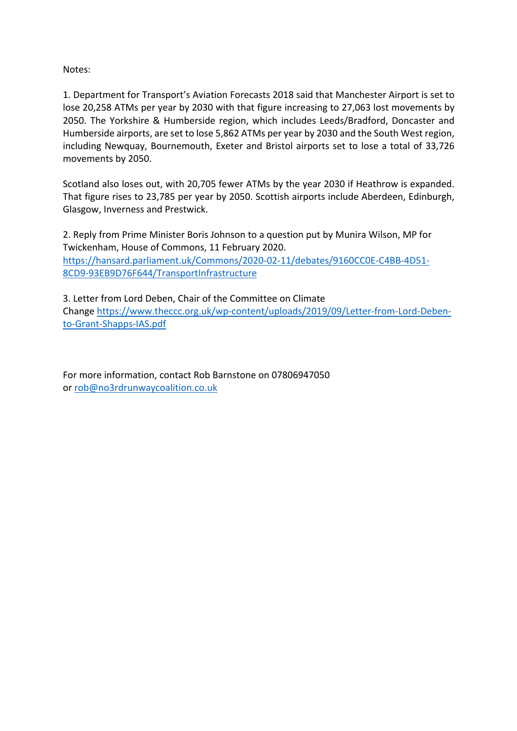Notes:

1. Department for Transport's Aviation Forecasts 2018 said that Manchester Airport is set to lose 20,258 ATMs per year by 2030 with that figure increasing to 27,063 lost movements by 2050. The Yorkshire & Humberside region, which includes Leeds/Bradford, Doncaster and Humberside airports, are set to lose 5,862 ATMs per year by 2030 and the South West region, including Newquay, Bournemouth, Exeter and Bristol airports set to lose a total of 33,726 movements by 2050.

Scotland also loses out, with 20,705 fewer ATMs by the year 2030 if Heathrow is expanded. That figure rises to 23,785 per year by 2050. Scottish airports include Aberdeen, Edinburgh, Glasgow, Inverness and Prestwick.

2. Reply from Prime Minister Boris Johnson to a question put by Munira Wilson, MP for Twickenham, House of Commons, 11 February 2020.
[https://hansard.parliament.uk/Commons/2020-02-11/debates/9160CC0E-C4BB-4D51-8CD9-93EB9D76F644/TransportInfrastructure](https://hansard.parliament.uk/Commons/2020-02-11/debates/9160CC0E-C4BB-4D51-8CD9-93EB9D76F644/TransportInfrastructure)

3. Letter from Lord Deben, Chair of the Committee on Climate Change [https://www.theccc.org.uk/wp-content/uploads/2019/09/Letter-from-Lord-Deben-to-Grant-Shapps-IAS.pdf](https://www.theccc.org.uk/wp-content/uploads/2019/09/Letter-from-Lord-Deben-to-Grant-Shapps-IAS.pdf)

For more information, contact Rob Barnstone on 07806947050
or [rob@no3rdrunwaycoalition.co.uk](mailto:rob@no3rdrunwaycoalition.co.uk)